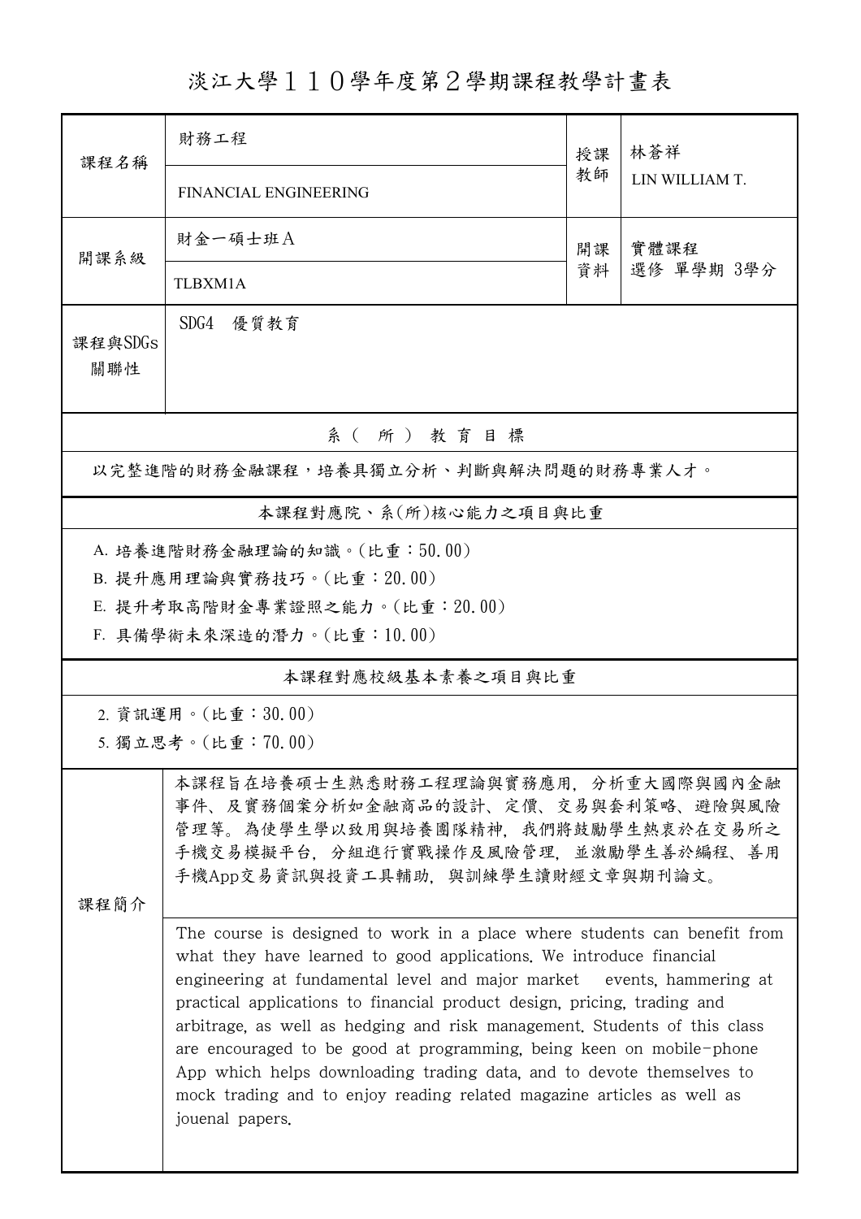# 淡江大學１１０學年度第２學期課程教學計畫表

| | | | |
|---|---|---|---|
| 課程名稱 | 財務工程<br>FINANCIAL ENGINEERING | 授課教師 | 林蒼祥<br>LIN WILLIAM T. |
| 開課系級 | 財金一碩士班Ａ<br>TLBXM1A | 開課資料 | 實體課程<br>選修 單學期 3學分 |
| 課程與SDGs關聯性 | SDG4　優質教育 | | |

## 系（所）教育目標

以完整進階的財務金融課程，培養具獨立分析、判斷與解決問題的財務專業人才。

## 本課程對應院、系(所)核心能力之項目與比重

A. 培養進階財務金融理論的知識。(比重：50.00)

B. 提升應用理論與實務技巧。(比重：20.00)

E. 提升考取高階財金專業證照之能力。(比重：20.00)

F. 具備學術未來深造的潛力。(比重：10.00)

## 本課程對應校級基本素養之項目與比重

2. 資訊運用。(比重：30.00)

5. 獨立思考。(比重：70.00)

## 課程簡介

本課程旨在培養碩士生熟悉財務工程理論與實務應用，分析重大國際與國內金融事件、及實務個案分析如金融商品的設計、定價、交易與套利策略、避險與風險管理等。為使學生學以致用與培養團隊精神，我們將鼓勵學生熱衷於在交易所之手機交易模擬平台，分組進行實戰操作及風險管理，並激勵學生善於編程、善用手機App交易資訊與投資工具輔助，與訓練學生讀財經文章與期刊論文。

The course is designed to work in a place where students can benefit from what they have learned to good applications. We introduce financial engineering at fundamental level and major market events, hammering at practical applications to financial product design, pricing, trading and arbitrage, as well as hedging and risk management. Students of this class are encouraged to be good at programming, being keen on mobile-phone App which helps downloading trading data, and to devote themselves to mock trading and to enjoy reading related magazine articles as well as jouenal papers.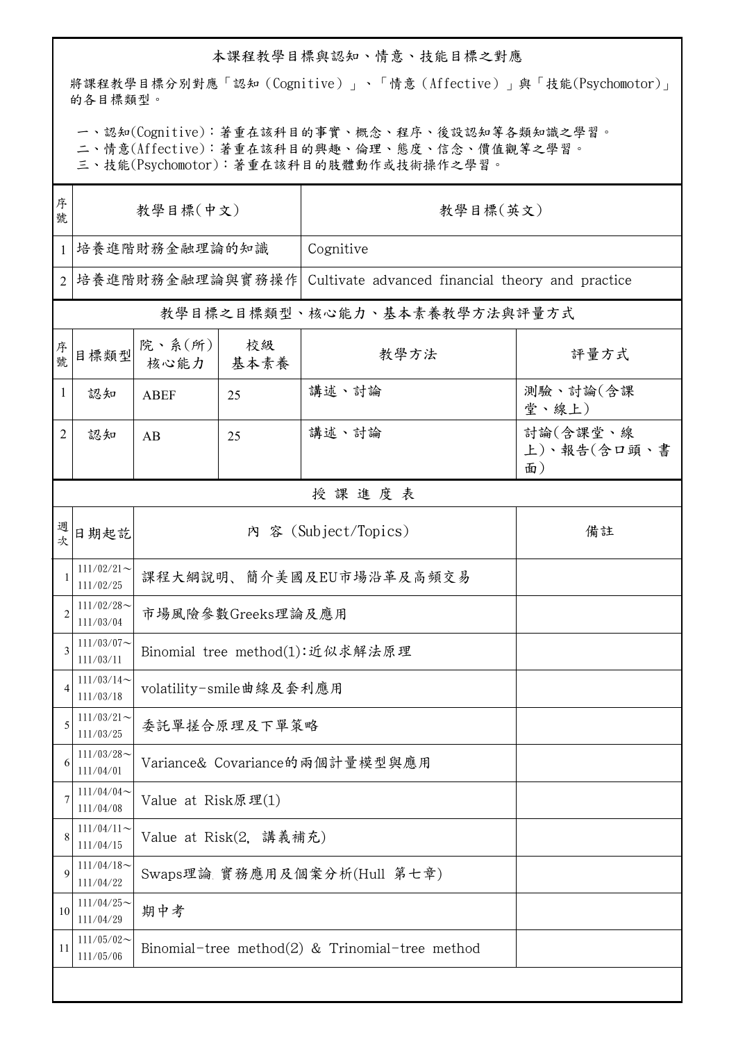## 本課程教學目標與認知、情意、技能目標之對應

將課程教學目標分別對應「認知（Cognitive）」、「情意（Affective）」與「技能(Psychomotor)」的各目標類型。

一、認知(Cognitive)：著重在該科目的事實、概念、程序、後設認知等各類知識之學習。
二、情意(Affective)：著重在該科目的興趣、倫理、態度、信念、價值觀等之學習。
三、技能(Psychomotor)：著重在該科目的肢體動作或技術操作之學習。

| 序號 | 教學目標(中文) | 教學目標(英文) |
|---|---|---|
| 1 | 培養進階財務金融理論的知識 | Cognitive |
| 2 | 培養進階財務金融理論與實務操作 | Cultivate advanced financial theory and practice |

## 教學目標之目標類型、核心能力、基本素養教學方法與評量方式

| 序號 | 目標類型 | 院、系(所)核心能力 | 校級基本素養 | 教學方法 | 評量方式 |
|---|---|---|---|---|---|
| 1 | 認知 | ABEF | 25 | 講述、討論 | 測驗、討論(含課堂、線上) |
| 2 | 認知 | AB | 25 | 講述、討論 | 討論(含課堂、線上)、報告(含口頭、書面) |

## 授 課 進 度 表

| 週次 | 日期起訖 | 內 容 (Subject/Topics) | 備註 |
|---|---|---|---|
| 1 | 111/02/21～111/02/25 | 課程大綱說明、 簡介美國及EU市場沿革及高頻交易 | |
| 2 | 111/02/28～111/03/04 | 市場風險參數Greeks理論及應用 | |
| 3 | 111/03/07～111/03/11 | Binomial tree method(1):近似求解法原理 | |
| 4 | 111/03/14～111/03/18 | volatility-smile曲線及套利應用 | |
| 5 | 111/03/21～111/03/25 | 委託單搓合原理及下單策略 | |
| 6 | 111/03/28～111/04/01 | Variance& Covariance的兩個計量模型與應用 | |
| 7 | 111/04/04～111/04/08 | Value at Risk原理(1) | |
| 8 | 111/04/11～111/04/15 | Value at Risk(2, 講義補充) | |
| 9 | 111/04/18～111/04/22 | Swaps理論, 實務應用及個案分析(Hull 第七章) | |
| 10 | 111/04/25～111/04/29 | 期中考 | |
| 11 | 111/05/02～111/05/06 | Binomial-tree method(2) & Trinomial-tree method | |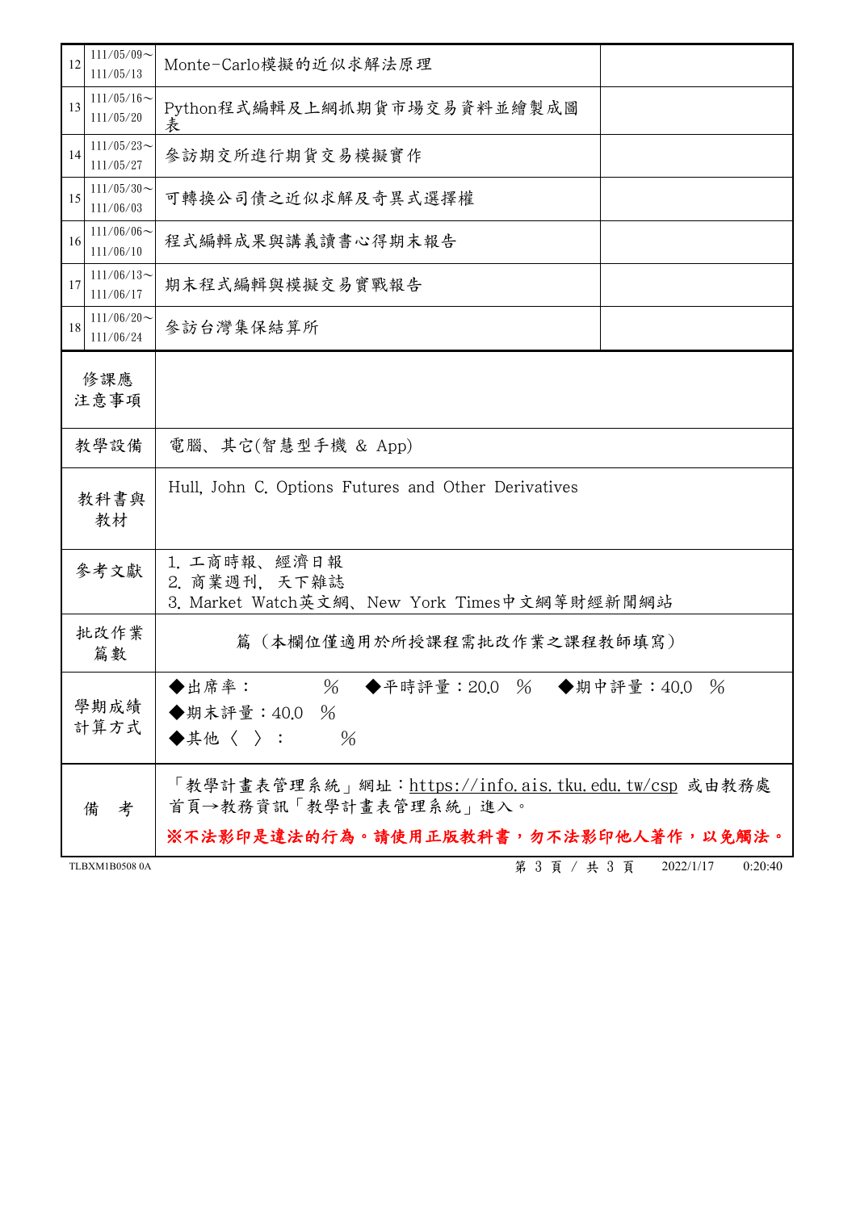| | | | |
|---|---|---|---|
| 12 | 111/05/09～<br>111/05/13 | Monte-Carlo模擬的近似求解法原理 | |
| 13 | 111/05/16～<br>111/05/20 | Python程式編輯及上網抓期貨市場交易資料並繪製成圖表 | |
| 14 | 111/05/23～<br>111/05/27 | 參訪期交所進行期貨交易模擬實作 | |
| 15 | 111/05/30～<br>111/06/03 | 可轉換公司債之近似求解及奇異式選擇權 | |
| 16 | 111/06/06～<br>111/06/10 | 程式編輯成果與講義讀書心得期末報告 | |
| 17 | 111/06/13～<br>111/06/17 | 期末程式編輯與模擬交易實戰報告 | |
| 18 | 111/06/20～<br>111/06/24 | 參訪台灣集保結算所 | |

| | |
|---|---|
| 修課應注意事項 | |
| 教學設備 | 電腦、其它(智慧型手機 & App) |
| 教科書與教材 | Hull, John C. Options Futures and Other Derivatives |
| 參考文獻 | 1. 工商時報、經濟日報<br>2. 商業週刊, 天下雜誌<br>3. Market Watch英文網、New York Times中文網等財經新聞網站 |
| 批改作業篇數 | 篇（本欄位僅適用於所授課程需批改作業之課程教師填寫） |
| 學期成績計算方式 | ◆出席率： ％ ◆平時評量：20.0 ％ ◆期中評量：40.0 ％<br>◆期末評量：40.0 ％<br>◆其他〈 〉： ％ |
| 備 考 | 「教學計畫表管理系統」網址：https://info.ais.tku.edu.tw/csp 或由教務處首頁→教務資訊「教學計畫表管理系統」進入。<br>**※不法影印是違法的行為。請使用正版教科書，勿不法影印他人著作，以免觸法。** |

TLBXM1B0508 0A 2022/1/17 0:20:40